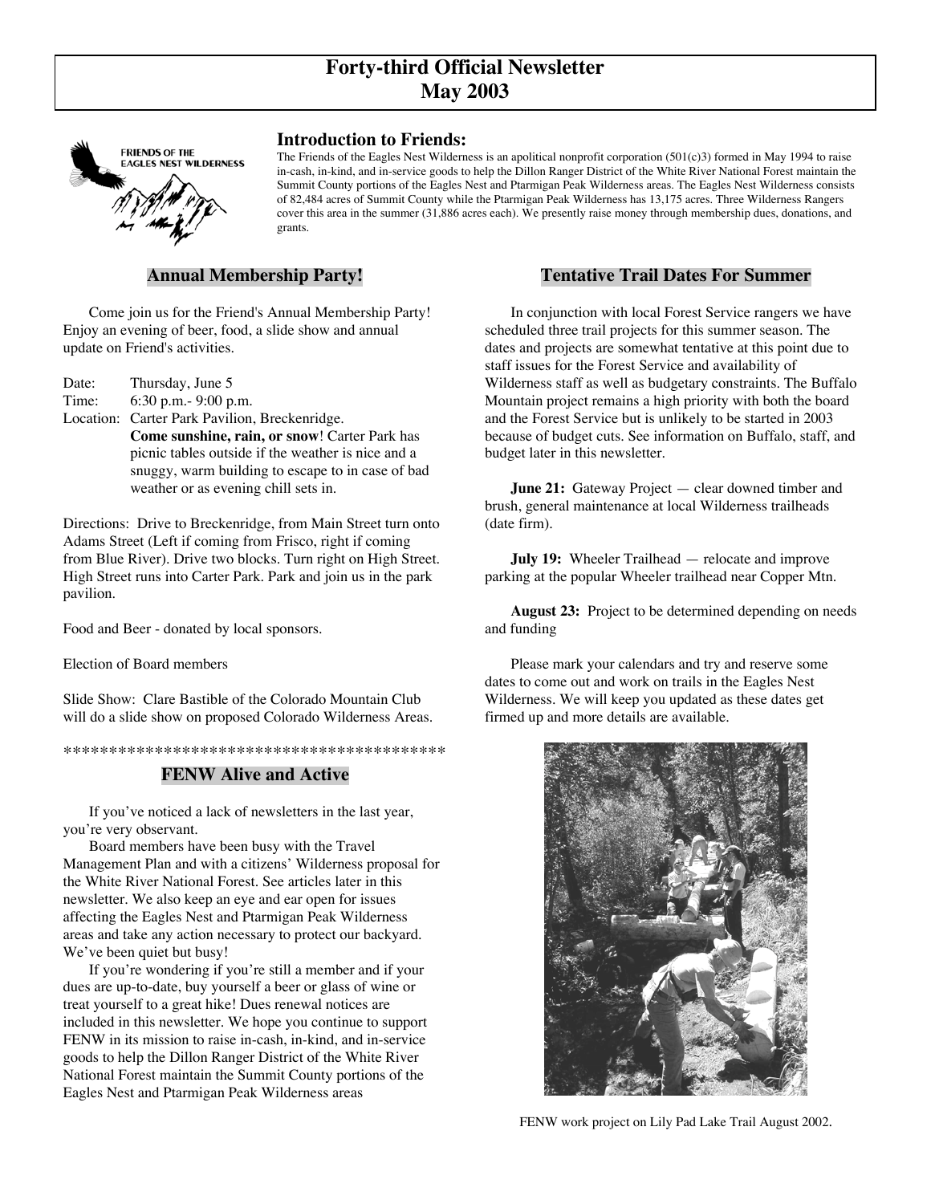# Forty-third Official Newsletter
# May 2003

## Introduction to Friends:

The Friends of the Eagles Nest Wilderness is an apolitical nonprofit corporation (501(c)3) formed in May 1994 to raise in-cash, in-kind, and in-service goods to help the Dillon Ranger District of the White River National Forest maintain the Summit County portions of the Eagles Nest and Ptarmigan Peak Wilderness areas. The Eagles Nest Wilderness consists of 82,484 acres of Summit County while the Ptarmigan Peak Wilderness has 13,175 acres. Three Wilderness Rangers cover this area in the summer (31,886 acres each). We presently raise money through membership dues, donations, and grants.

## Annual Membership Party!

Come join us for the Friend's Annual Membership Party! Enjoy an evening of beer, food, a slide show and annual update on Friend's activities.

Date: Thursday, June 5
Time: 6:30 p.m.- 9:00 p.m.
Location: Carter Park Pavilion, Breckenridge.
**Come sunshine, rain, or snow**! Carter Park has picnic tables outside if the weather is nice and a snuggy, warm building to escape to in case of bad weather or as evening chill sets in.

Directions: Drive to Breckenridge, from Main Street turn onto Adams Street (Left if coming from Frisco, right if coming from Blue River). Drive two blocks. Turn right on High Street. High Street runs into Carter Park. Park and join us in the park pavilion.

Food and Beer - donated by local sponsors.

Election of Board members

Slide Show: Clare Bastible of the Colorado Mountain Club will do a slide show on proposed Colorado Wilderness Areas.

*******************************************

## FENW Alive and Active

If you've noticed a lack of newsletters in the last year, you're very observant.

Board members have been busy with the Travel Management Plan and with a citizens' Wilderness proposal for the White River National Forest. See articles later in this newsletter. We also keep an eye and ear open for issues affecting the Eagles Nest and Ptarmigan Peak Wilderness areas and take any action necessary to protect our backyard. We've been quiet but busy!

If you're wondering if you're still a member and if your dues are up-to-date, buy yourself a beer or glass of wine or treat yourself to a great hike! Dues renewal notices are included in this newsletter. We hope you continue to support FENW in its mission to raise in-cash, in-kind, and in-service goods to help the Dillon Ranger District of the White River National Forest maintain the Summit County portions of the Eagles Nest and Ptarmigan Peak Wilderness areas

## Tentative Trail Dates For Summer

In conjunction with local Forest Service rangers we have scheduled three trail projects for this summer season. The dates and projects are somewhat tentative at this point due to staff issues for the Forest Service and availability of Wilderness staff as well as budgetary constraints. The Buffalo Mountain project remains a high priority with both the board and the Forest Service but is unlikely to be started in 2003 because of budget cuts. See information on Buffalo, staff, and budget later in this newsletter.

**June 21:** Gateway Project — clear downed timber and brush, general maintenance at local Wilderness trailheads (date firm).

**July 19:** Wheeler Trailhead — relocate and improve parking at the popular Wheeler trailhead near Copper Mtn.

**August 23:** Project to be determined depending on needs and funding

Please mark your calendars and try and reserve some dates to come out and work on trails in the Eagles Nest Wilderness. We will keep you updated as these dates get firmed up and more details are available.

FENW work project on Lily Pad Lake Trail August 2002.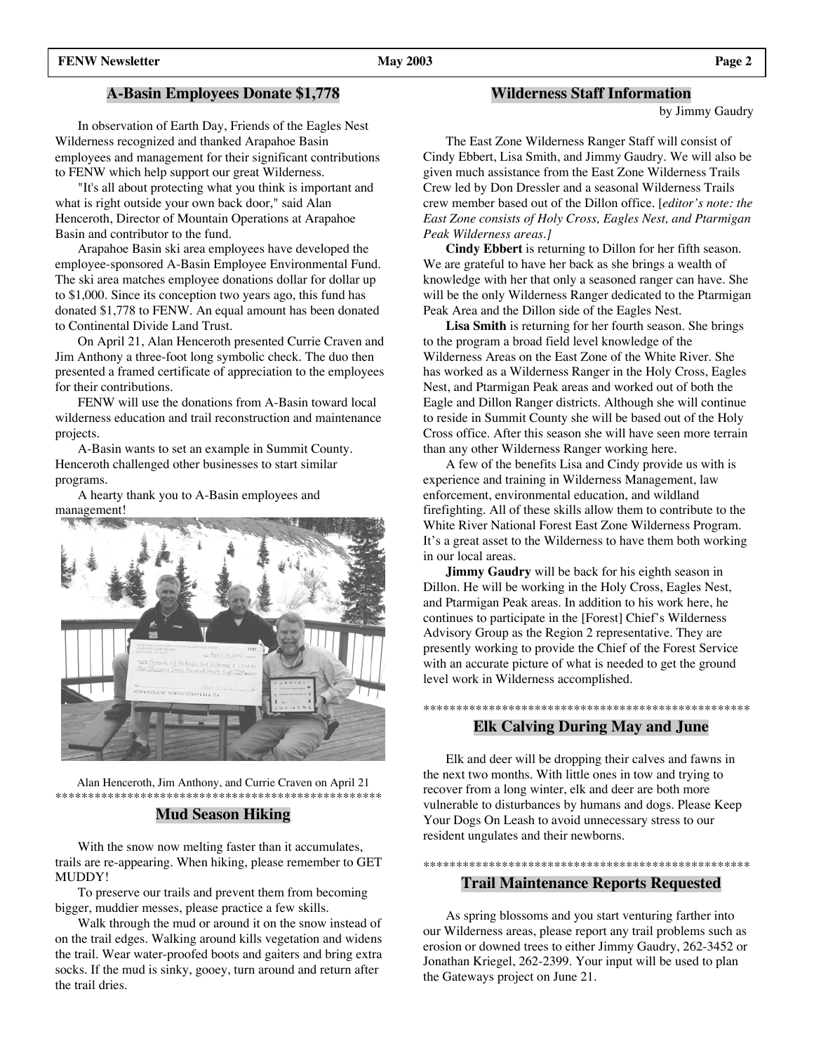## A-Basin Employees Donate $1,778

In observation of Earth Day, Friends of the Eagles Nest Wilderness recognized and thanked Arapahoe Basin employees and management for their significant contributions to FENW which help support our great Wilderness.

"It's all about protecting what you think is important and what is right outside your own back door," said Alan Henceroth, Director of Mountain Operations at Arapahoe Basin and contributor to the fund.

Arapahoe Basin ski area employees have developed the employee-sponsored A-Basin Employee Environmental Fund. The ski area matches employee donations dollar for dollar up to $1,000. Since its conception two years ago, this fund has donated $1,778 to FENW. An equal amount has been donated to Continental Divide Land Trust.

On April 21, Alan Henceroth presented Currie Craven and Jim Anthony a three-foot long symbolic check. The duo then presented a framed certificate of appreciation to the employees for their contributions.

FENW will use the donations from A-Basin toward local wilderness education and trail reconstruction and maintenance projects.

A-Basin wants to set an example in Summit County. Henceroth challenged other businesses to start similar programs.

A hearty thank you to A-Basin employees and management!

Alan Henceroth, Jim Anthony, and Currie Craven on April 21

## Mud Season Hiking

With the snow now melting faster than it accumulates, trails are re-appearing. When hiking, please remember to GET MUDDY!

To preserve our trails and prevent them from becoming bigger, muddier messes, please practice a few skills.

Walk through the mud or around it on the snow instead of on the trail edges. Walking around kills vegetation and widens the trail. Wear water-proofed boots and gaiters and bring extra socks. If the mud is sinky, gooey, turn around and return after the trail dries.

## Wilderness Staff Information

by Jimmy Gaudry

The East Zone Wilderness Ranger Staff will consist of Cindy Ebbert, Lisa Smith, and Jimmy Gaudry. We will also be given much assistance from the East Zone Wilderness Trails Crew led by Don Dressler and a seasonal Wilderness Trails crew member based out of the Dillon office. [*editor's note: the East Zone consists of Holy Cross, Eagles Nest, and Ptarmigan Peak Wilderness areas.]*

**Cindy Ebbert** is returning to Dillon for her fifth season. We are grateful to have her back as she brings a wealth of knowledge with her that only a seasoned ranger can have. She will be the only Wilderness Ranger dedicated to the Ptarmigan Peak Area and the Dillon side of the Eagles Nest.

**Lisa Smith** is returning for her fourth season. She brings to the program a broad field level knowledge of the Wilderness Areas on the East Zone of the White River. She has worked as a Wilderness Ranger in the Holy Cross, Eagles Nest, and Ptarmigan Peak areas and worked out of both the Eagle and Dillon Ranger districts. Although she will continue to reside in Summit County she will be based out of the Holy Cross office. After this season she will have seen more terrain than any other Wilderness Ranger working here.

A few of the benefits Lisa and Cindy provide us with is experience and training in Wilderness Management, law enforcement, environmental education, and wildland firefighting. All of these skills allow them to contribute to the White River National Forest East Zone Wilderness Program. It's a great asset to the Wilderness to have them both working in our local areas.

**Jimmy Gaudry** will be back for his eighth season in Dillon. He will be working in the Holy Cross, Eagles Nest, and Ptarmigan Peak areas. In addition to his work here, he continues to participate in the [Forest] Chief's Wilderness Advisory Group as the Region 2 representative. They are presently working to provide the Chief of the Forest Service with an accurate picture of what is needed to get the ground level work in Wilderness accomplished.

## Elk Calving During May and June

Elk and deer will be dropping their calves and fawns in the next two months. With little ones in tow and trying to recover from a long winter, elk and deer are both more vulnerable to disturbances by humans and dogs. Please Keep Your Dogs On Leash to avoid unnecessary stress to our resident ungulates and their newborns.

## Trail Maintenance Reports Requested

As spring blossoms and you start venturing farther into our Wilderness areas, please report any trail problems such as erosion or downed trees to either Jimmy Gaudry, 262-3452 or Jonathan Kriegel, 262-2399. Your input will be used to plan the Gateways project on June 21.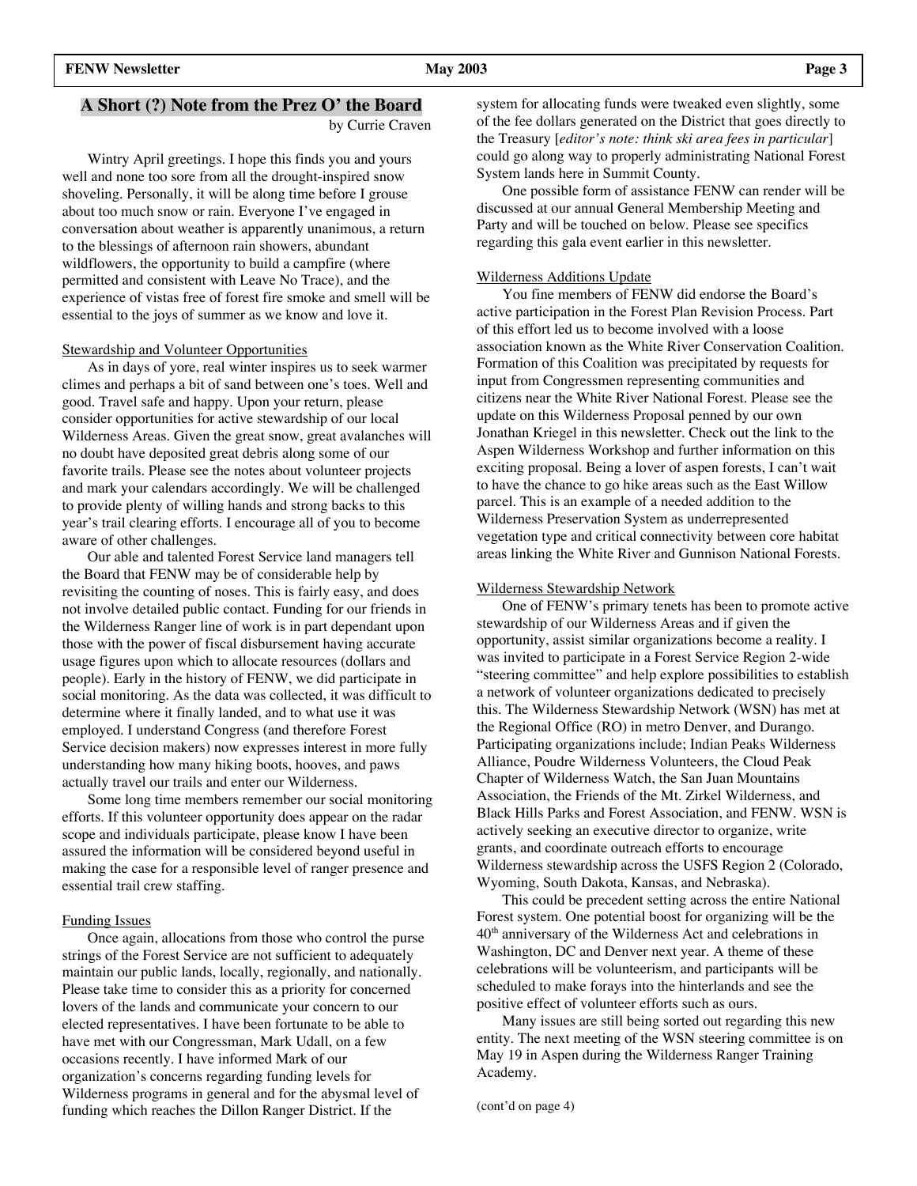## A Short (?) Note from the Prez O' the Board

by Currie Craven

Wintry April greetings. I hope this finds you and yours well and none too sore from all the drought-inspired snow shoveling. Personally, it will be along time before I grouse about too much snow or rain. Everyone I've engaged in conversation about weather is apparently unanimous, a return to the blessings of afternoon rain showers, abundant wildflowers, the opportunity to build a campfire (where permitted and consistent with Leave No Trace), and the experience of vistas free of forest fire smoke and smell will be essential to the joys of summer as we know and love it.

### Stewardship and Volunteer Opportunities

As in days of yore, real winter inspires us to seek warmer climes and perhaps a bit of sand between one's toes. Well and good. Travel safe and happy. Upon your return, please consider opportunities for active stewardship of our local Wilderness Areas. Given the great snow, great avalanches will no doubt have deposited great debris along some of our favorite trails. Please see the notes about volunteer projects and mark your calendars accordingly. We will be challenged to provide plenty of willing hands and strong backs to this year's trail clearing efforts. I encourage all of you to become aware of other challenges.

Our able and talented Forest Service land managers tell the Board that FENW may be of considerable help by revisiting the counting of noses. This is fairly easy, and does not involve detailed public contact. Funding for our friends in the Wilderness Ranger line of work is in part dependant upon those with the power of fiscal disbursement having accurate usage figures upon which to allocate resources (dollars and people). Early in the history of FENW, we did participate in social monitoring. As the data was collected, it was difficult to determine where it finally landed, and to what use it was employed. I understand Congress (and therefore Forest Service decision makers) now expresses interest in more fully understanding how many hiking boots, hooves, and paws actually travel our trails and enter our Wilderness.

Some long time members remember our social monitoring efforts. If this volunteer opportunity does appear on the radar scope and individuals participate, please know I have been assured the information will be considered beyond useful in making the case for a responsible level of ranger presence and essential trail crew staffing.

### Funding Issues

Once again, allocations from those who control the purse strings of the Forest Service are not sufficient to adequately maintain our public lands, locally, regionally, and nationally. Please take time to consider this as a priority for concerned lovers of the lands and communicate your concern to our elected representatives. I have been fortunate to be able to have met with our Congressman, Mark Udall, on a few occasions recently. I have informed Mark of our organization's concerns regarding funding levels for Wilderness programs in general and for the abysmal level of funding which reaches the Dillon Ranger District. If the system for allocating funds were tweaked even slightly, some of the fee dollars generated on the District that goes directly to the Treasury [*editor's note: think ski area fees in particular*] could go along way to properly administrating National Forest System lands here in Summit County.

One possible form of assistance FENW can render will be discussed at our annual General Membership Meeting and Party and will be touched on below. Please see specifics regarding this gala event earlier in this newsletter.

### Wilderness Additions Update

You fine members of FENW did endorse the Board's active participation in the Forest Plan Revision Process. Part of this effort led us to become involved with a loose association known as the White River Conservation Coalition. Formation of this Coalition was precipitated by requests for input from Congressmen representing communities and citizens near the White River National Forest. Please see the update on this Wilderness Proposal penned by our own Jonathan Kriegel in this newsletter. Check out the link to the Aspen Wilderness Workshop and further information on this exciting proposal. Being a lover of aspen forests, I can't wait to have the chance to go hike areas such as the East Willow parcel. This is an example of a needed addition to the Wilderness Preservation System as underrepresented vegetation type and critical connectivity between core habitat areas linking the White River and Gunnison National Forests.

### Wilderness Stewardship Network

One of FENW's primary tenets has been to promote active stewardship of our Wilderness Areas and if given the opportunity, assist similar organizations become a reality. I was invited to participate in a Forest Service Region 2-wide "steering committee" and help explore possibilities to establish a network of volunteer organizations dedicated to precisely this. The Wilderness Stewardship Network (WSN) has met at the Regional Office (RO) in metro Denver, and Durango. Participating organizations include; Indian Peaks Wilderness Alliance, Poudre Wilderness Volunteers, the Cloud Peak Chapter of Wilderness Watch, the San Juan Mountains Association, the Friends of the Mt. Zirkel Wilderness, and Black Hills Parks and Forest Association, and FENW. WSN is actively seeking an executive director to organize, write grants, and coordinate outreach efforts to encourage Wilderness stewardship across the USFS Region 2 (Colorado, Wyoming, South Dakota, Kansas, and Nebraska).

This could be precedent setting across the entire National Forest system. One potential boost for organizing will be the 40th anniversary of the Wilderness Act and celebrations in Washington, DC and Denver next year. A theme of these celebrations will be volunteerism, and participants will be scheduled to make forays into the hinterlands and see the positive effect of volunteer efforts such as ours.

Many issues are still being sorted out regarding this new entity. The next meeting of the WSN steering committee is on May 19 in Aspen during the Wilderness Ranger Training Academy.

(cont'd on page 4)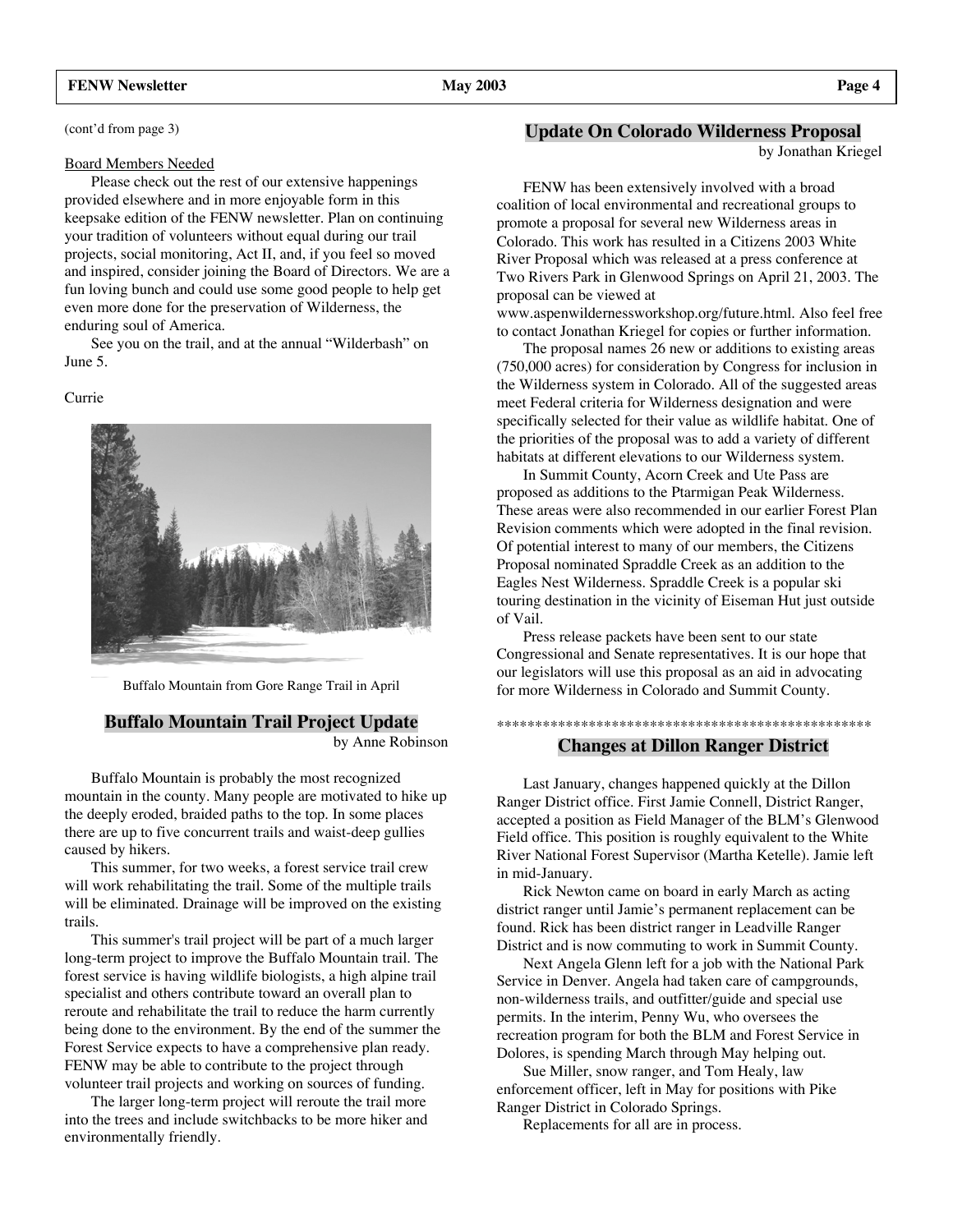(cont'd from page 3)

Board Members Needed

Please check out the rest of our extensive happenings provided elsewhere and in more enjoyable form in this keepsake edition of the FENW newsletter. Plan on continuing your tradition of volunteers without equal during our trail projects, social monitoring, Act II, and, if you feel so moved and inspired, consider joining the Board of Directors. We are a fun loving bunch and could use some good people to help get even more done for the preservation of Wilderness, the enduring soul of America.

See you on the trail, and at the annual "Wilderbash" on June 5.

Currie

Buffalo Mountain from Gore Range Trail in April

## Buffalo Mountain Trail Project Update

by Anne Robinson

Buffalo Mountain is probably the most recognized mountain in the county. Many people are motivated to hike up the deeply eroded, braided paths to the top. In some places there are up to five concurrent trails and waist-deep gullies caused by hikers.

This summer, for two weeks, a forest service trail crew will work rehabilitating the trail. Some of the multiple trails will be eliminated. Drainage will be improved on the existing trails.

This summer's trail project will be part of a much larger long-term project to improve the Buffalo Mountain trail. The forest service is having wildlife biologists, a high alpine trail specialist and others contribute toward an overall plan to reroute and rehabilitate the trail to reduce the harm currently being done to the environment. By the end of the summer the Forest Service expects to have a comprehensive plan ready. FENW may be able to contribute to the project through volunteer trail projects and working on sources of funding.

The larger long-term project will reroute the trail more into the trees and include switchbacks to be more hiker and environmentally friendly.

## Update On Colorado Wilderness Proposal

by Jonathan Kriegel

FENW has been extensively involved with a broad coalition of local environmental and recreational groups to promote a proposal for several new Wilderness areas in Colorado. This work has resulted in a Citizens 2003 White River Proposal which was released at a press conference at Two Rivers Park in Glenwood Springs on April 21, 2003. The proposal can be viewed at www.aspenwildernessworkshop.org/future.html. Also feel free to contact Jonathan Kriegel for copies or further information.

The proposal names 26 new or additions to existing areas (750,000 acres) for consideration by Congress for inclusion in the Wilderness system in Colorado. All of the suggested areas meet Federal criteria for Wilderness designation and were specifically selected for their value as wildlife habitat. One of the priorities of the proposal was to add a variety of different habitats at different elevations to our Wilderness system.

In Summit County, Acorn Creek and Ute Pass are proposed as additions to the Ptarmigan Peak Wilderness. These areas were also recommended in our earlier Forest Plan Revision comments which were adopted in the final revision. Of potential interest to many of our members, the Citizens Proposal nominated Spraddle Creek as an addition to the Eagles Nest Wilderness. Spraddle Creek is a popular ski touring destination in the vicinity of Eiseman Hut just outside of Vail.

Press release packets have been sent to our state Congressional and Senate representatives. It is our hope that our legislators will use this proposal as an aid in advocating for more Wilderness in Colorado and Summit County.

************************************************

## Changes at Dillon Ranger District

Last January, changes happened quickly at the Dillon Ranger District office. First Jamie Connell, District Ranger, accepted a position as Field Manager of the BLM's Glenwood Field office. This position is roughly equivalent to the White River National Forest Supervisor (Martha Ketelle). Jamie left in mid-January.

Rick Newton came on board in early March as acting district ranger until Jamie's permanent replacement can be found. Rick has been district ranger in Leadville Ranger District and is now commuting to work in Summit County.

Next Angela Glenn left for a job with the National Park Service in Denver. Angela had taken care of campgrounds, non-wilderness trails, and outfitter/guide and special use permits. In the interim, Penny Wu, who oversees the recreation program for both the BLM and Forest Service in Dolores, is spending March through May helping out.

Sue Miller, snow ranger, and Tom Healy, law enforcement officer, left in May for positions with Pike Ranger District in Colorado Springs.

Replacements for all are in process.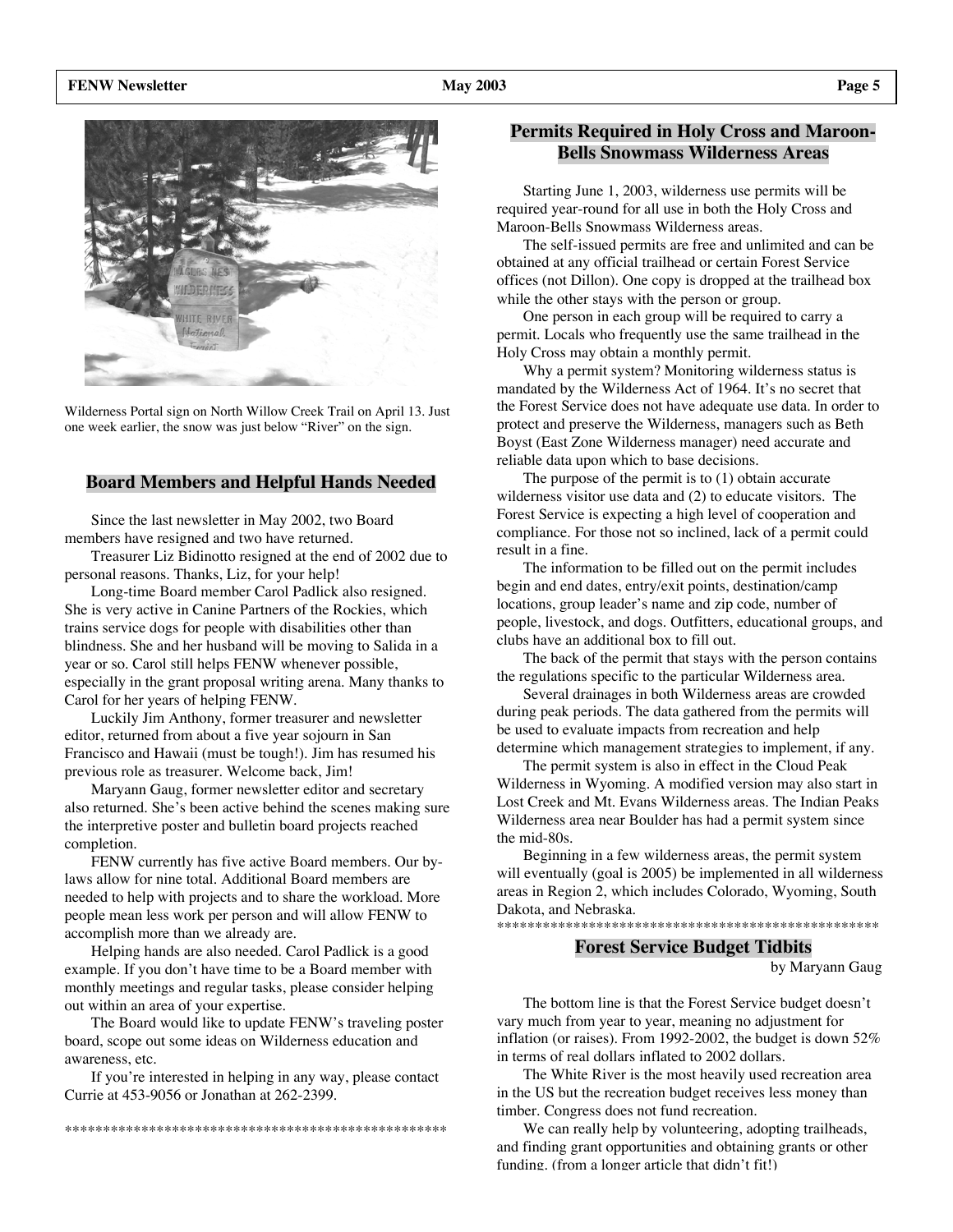Wilderness Portal sign on North Willow Creek Trail on April 13. Just one week earlier, the snow was just below "River" on the sign.

## Board Members and Helpful Hands Needed

Since the last newsletter in May 2002, two Board members have resigned and two have returned.

Treasurer Liz Bidinotto resigned at the end of 2002 due to personal reasons. Thanks, Liz, for your help!

Long-time Board member Carol Padlick also resigned. She is very active in Canine Partners of the Rockies, which trains service dogs for people with disabilities other than blindness. She and her husband will be moving to Salida in a year or so. Carol still helps FENW whenever possible, especially in the grant proposal writing arena. Many thanks to Carol for her years of helping FENW.

Luckily Jim Anthony, former treasurer and newsletter editor, returned from about a five year sojourn in San Francisco and Hawaii (must be tough!). Jim has resumed his previous role as treasurer. Welcome back, Jim!

Maryann Gaug, former newsletter editor and secretary also returned. She's been active behind the scenes making sure the interpretive poster and bulletin board projects reached completion.

FENW currently has five active Board members. Our by-laws allow for nine total. Additional Board members are needed to help with projects and to share the workload. More people mean less work per person and will allow FENW to accomplish more than we already are.

Helping hands are also needed. Carol Padlick is a good example. If you don't have time to be a Board member with monthly meetings and regular tasks, please consider helping out within an area of your expertise.

The Board would like to update FENW's traveling poster board, scope out some ideas on Wilderness education and awareness, etc.

If you're interested in helping in any way, please contact Currie at 453-9056 or Jonathan at 262-2399.

**************************************************

## Permits Required in Holy Cross and Maroon-Bells Snowmass Wilderness Areas

Starting June 1, 2003, wilderness use permits will be required year-round for all use in both the Holy Cross and Maroon-Bells Snowmass Wilderness areas.

The self-issued permits are free and unlimited and can be obtained at any official trailhead or certain Forest Service offices (not Dillon). One copy is dropped at the trailhead box while the other stays with the person or group.

One person in each group will be required to carry a permit. Locals who frequently use the same trailhead in the Holy Cross may obtain a monthly permit.

Why a permit system? Monitoring wilderness status is mandated by the Wilderness Act of 1964. It's no secret that the Forest Service does not have adequate use data. In order to protect and preserve the Wilderness, managers such as Beth Boyst (East Zone Wilderness manager) need accurate and reliable data upon which to base decisions.

The purpose of the permit is to (1) obtain accurate wilderness visitor use data and (2) to educate visitors. The Forest Service is expecting a high level of cooperation and compliance. For those not so inclined, lack of a permit could result in a fine.

The information to be filled out on the permit includes begin and end dates, entry/exit points, destination/camp locations, group leader's name and zip code, number of people, livestock, and dogs. Outfitters, educational groups, and clubs have an additional box to fill out.

The back of the permit that stays with the person contains the regulations specific to the particular Wilderness area.

Several drainages in both Wilderness areas are crowded during peak periods. The data gathered from the permits will be used to evaluate impacts from recreation and help determine which management strategies to implement, if any.

The permit system is also in effect in the Cloud Peak Wilderness in Wyoming. A modified version may also start in Lost Creek and Mt. Evans Wilderness areas. The Indian Peaks Wilderness area near Boulder has had a permit system since the mid-80s.

Beginning in a few wilderness areas, the permit system will eventually (goal is 2005) be implemented in all wilderness areas in Region 2, which includes Colorado, Wyoming, South Dakota, and Nebraska.

**************************************************

## Forest Service Budget Tidbits

by Maryann Gaug

The bottom line is that the Forest Service budget doesn't vary much from year to year, meaning no adjustment for inflation (or raises). From 1992-2002, the budget is down 52% in terms of real dollars inflated to 2002 dollars.

The White River is the most heavily used recreation area in the US but the recreation budget receives less money than timber. Congress does not fund recreation.

We can really help by volunteering, adopting trailheads, and finding grant opportunities and obtaining grants or other funding. (from a longer article that didn't fit!)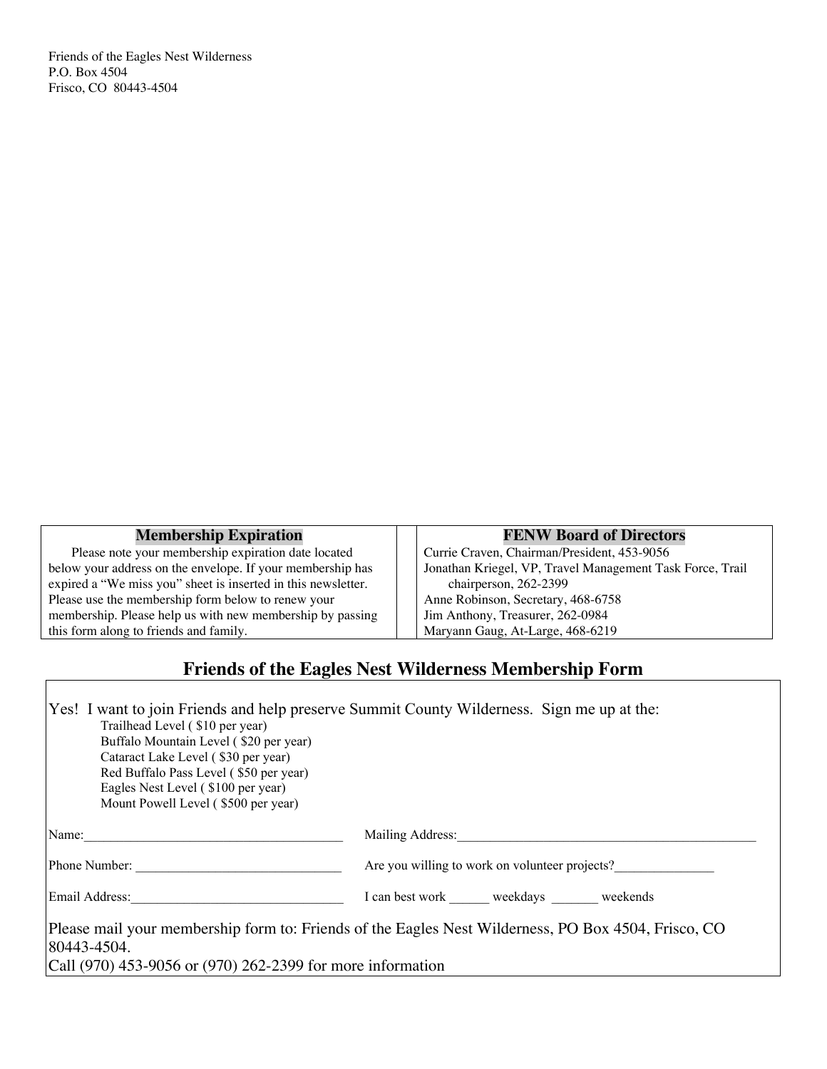Friends of the Eagles Nest Wilderness
P.O. Box 4504
Frisco, CO 80443-4504

## Membership Expiration

Please note your membership expiration date located below your address on the envelope. If your membership has expired a “We miss you” sheet is inserted in this newsletter. Please use the membership form below to renew your membership. Please help us with new membership by passing this form along to friends and family.

## FENW Board of Directors

Currie Craven, Chairman/President, 453-9056
Jonathan Kriegel, VP, Travel Management Task Force, Trail chairperson, 262-2399
Anne Robinson, Secretary, 468-6758
Jim Anthony, Treasurer, 262-0984
Maryann Gaug, At-Large, 468-6219

## Friends of the Eagles Nest Wilderness Membership Form

Yes! I want to join Friends and help preserve Summit County Wilderness. Sign me up at the:

- Trailhead Level ( $10 per year)
- Buffalo Mountain Level ( $20 per year)
- Cataract Lake Level ( $30 per year)
- Red Buffalo Pass Level ( $50 per year)
- Eagles Nest Level ( $100 per year)
- Mount Powell Level ( $500 per year)

Name:______________________________________

Mailing Address:______________________________________________

Phone Number: ______________________________

Are you willing to work on volunteer projects?_______________

Email Address:________________________________

I can best work ______ weekdays _______ weekends

Please mail your membership form to: Friends of the Eagles Nest Wilderness, PO Box 4504, Frisco, CO 80443-4504.
Call (970) 453-9056 or (970) 262-2399 for more information